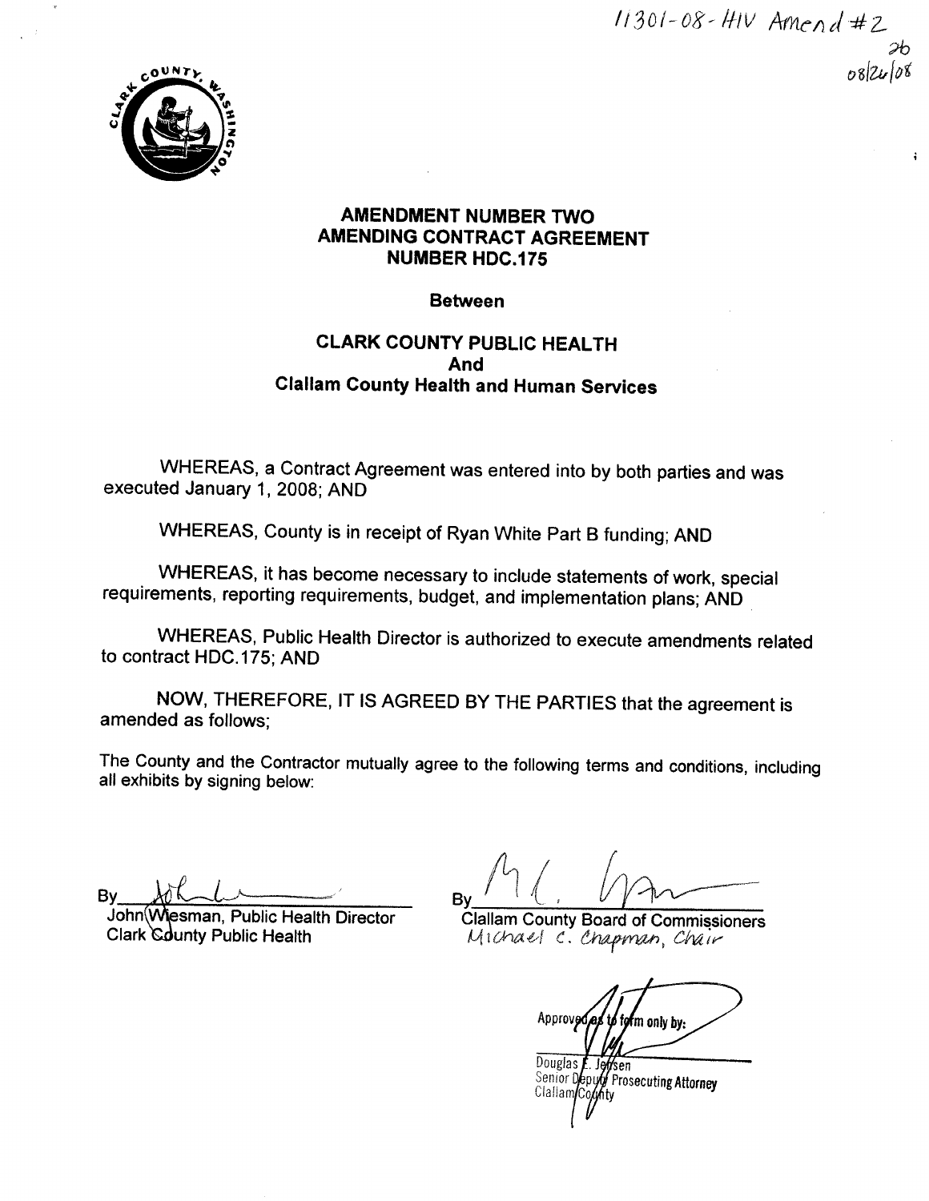11301-08-HIV Amend #2
2b
08/26/08

**AMENDMENT NUMBER TWO**
**AMENDING CONTRACT AGREEMENT**
**NUMBER HDC.175**

**Between**

**CLARK COUNTY PUBLIC HEALTH**
**And**
**Clallam County Health and Human Services**

WHEREAS, a Contract Agreement was entered into by both parties and was executed January 1, 2008; AND

WHEREAS, County is in receipt of Ryan White Part B funding; AND

WHEREAS, it has become necessary to include statements of work, special requirements, reporting requirements, budget, and implementation plans; AND

WHEREAS, Public Health Director is authorized to execute amendments related to contract HDC.175; AND

NOW, THEREFORE, IT IS AGREED BY THE PARTIES that the agreement is amended as follows;

The County and the Contractor mutually agree to the following terms and conditions, including all exhibits by signing below:

By ____________________
John Wiesman, Public Health Director
Clark County Public Health

By ____________________
Clallam County Board of Commissioners
Michael C. Chapman, Chair

Approved as to form only by:
____________________
Douglas E. Jensen
Senior Deputy Prosecuting Attorney
Clallam County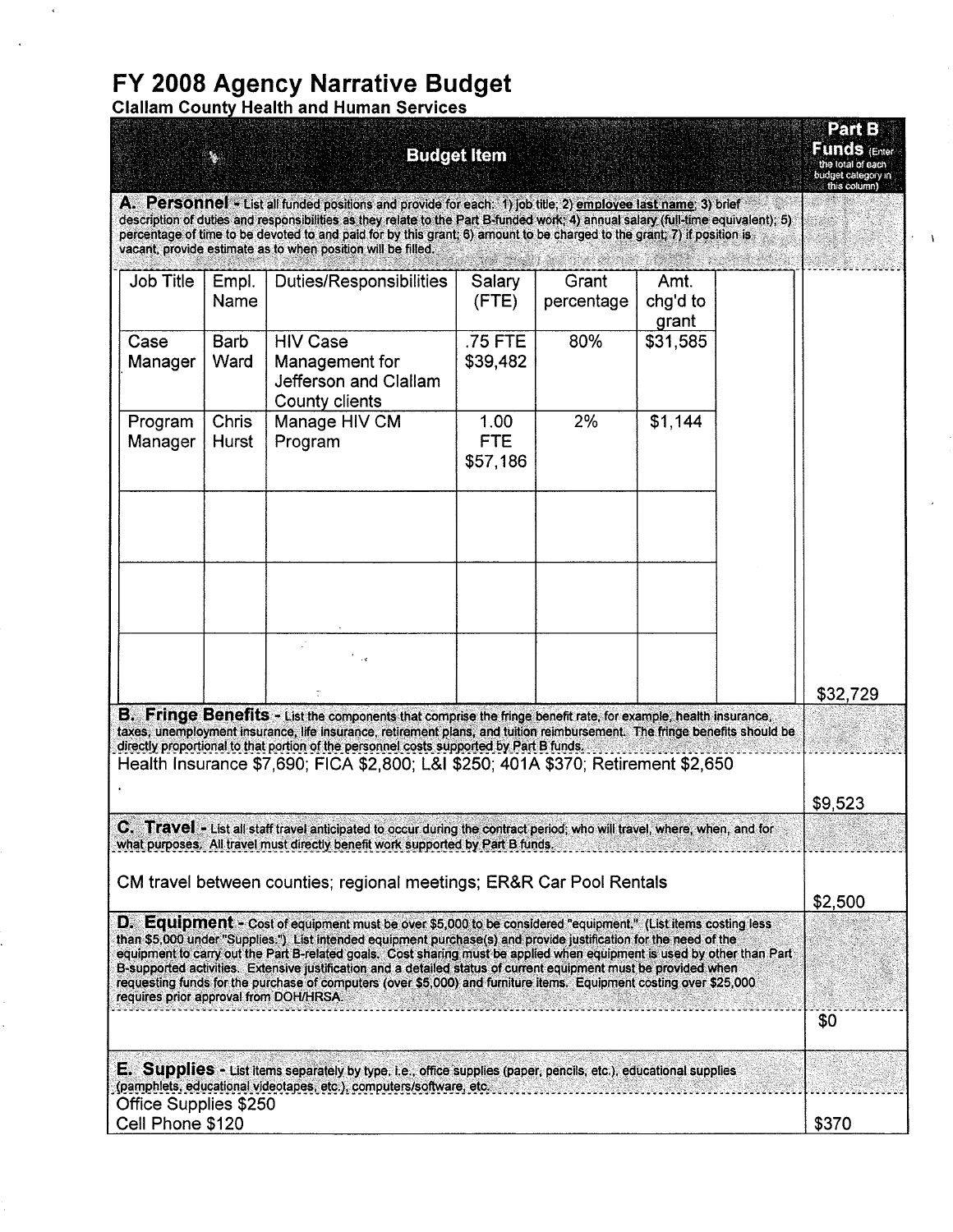# FY 2008 Agency Narrative Budget

## Clallam County Health and Human Services

| Budget Item | Part B Funds (Enter the total of each budget category in this column) |
|---|---|
| **A. Personnel** - List all funded positions and provide for each: 1) job title; 2) employee last name; 3) brief description of duties and responsibilities as they relate to the Part B-funded work; 4) annual salary (full-time equivalent); 5) percentage of time to be devoted to and paid for by this grant; 6) amount to be charged to the grant; 7) if position is vacant, provide estimate as to when position will be filled. | |

| Job Title | Empl. Name | Duties/Responsibilities | Salary (FTE) | Grant percentage | Amt. chg'd to grant | |
|---|---|---|---|---|---|---|
| Case Manager | Barb Ward | HIV Case Management for Jefferson and Clallam County clients | .75 FTE $39,482 | 80% | $31,585 | |
| Program Manager | Chris Hurst | Manage HIV CM Program | 1.00 FTE $57,186 | 2% | $1,144 | |
| | | | | | | |
| | | | | | | |
| | | | | | | |

**Personnel total: $32,729**

| Budget Item | Part B Funds |
|---|---|
| **B. Fringe Benefits** - List the components that comprise the fringe benefit rate, for example, health insurance, taxes, unemployment insurance, life insurance, retirement plans, and tuition reimbursement. The fringe benefits should be directly proportional to that portion of the personnel costs supported by Part B funds. | |
| Health Insurance $7,690; FICA $2,800; L&I $250; 401A $370; Retirement $2,650 | $9,523 |
| **C. Travel** - List all staff travel anticipated to occur during the contract period; who will travel, where, when, and for what purposes. All travel must directly benefit work supported by Part B funds. | |
| CM travel between counties; regional meetings; ER&R Car Pool Rentals | $2,500 |
| **D. Equipment** - Cost of equipment must be over $5,000 to be considered "equipment." (List items costing less than $5,000 under "Supplies.") List intended equipment purchase(s) and provide justification for the need of the equipment to carry out the Part B-related goals. Cost sharing must be applied when equipment is used by other than Part B-supported activities. Extensive justification and a detailed status of current equipment must be provided when requesting funds for the purchase of computers (over $5,000) and furniture items. Equipment costing over $25,000 requires prior approval from DOH/HRSA. | |
| | $0 |
| **E. Supplies** - List items separately by type, i.e., office supplies (paper, pencils, etc.), educational supplies (pamphlets, educational videotapes, etc.), computers/software, etc. | |
| Office Supplies $250<br>Cell Phone $120 | $370 |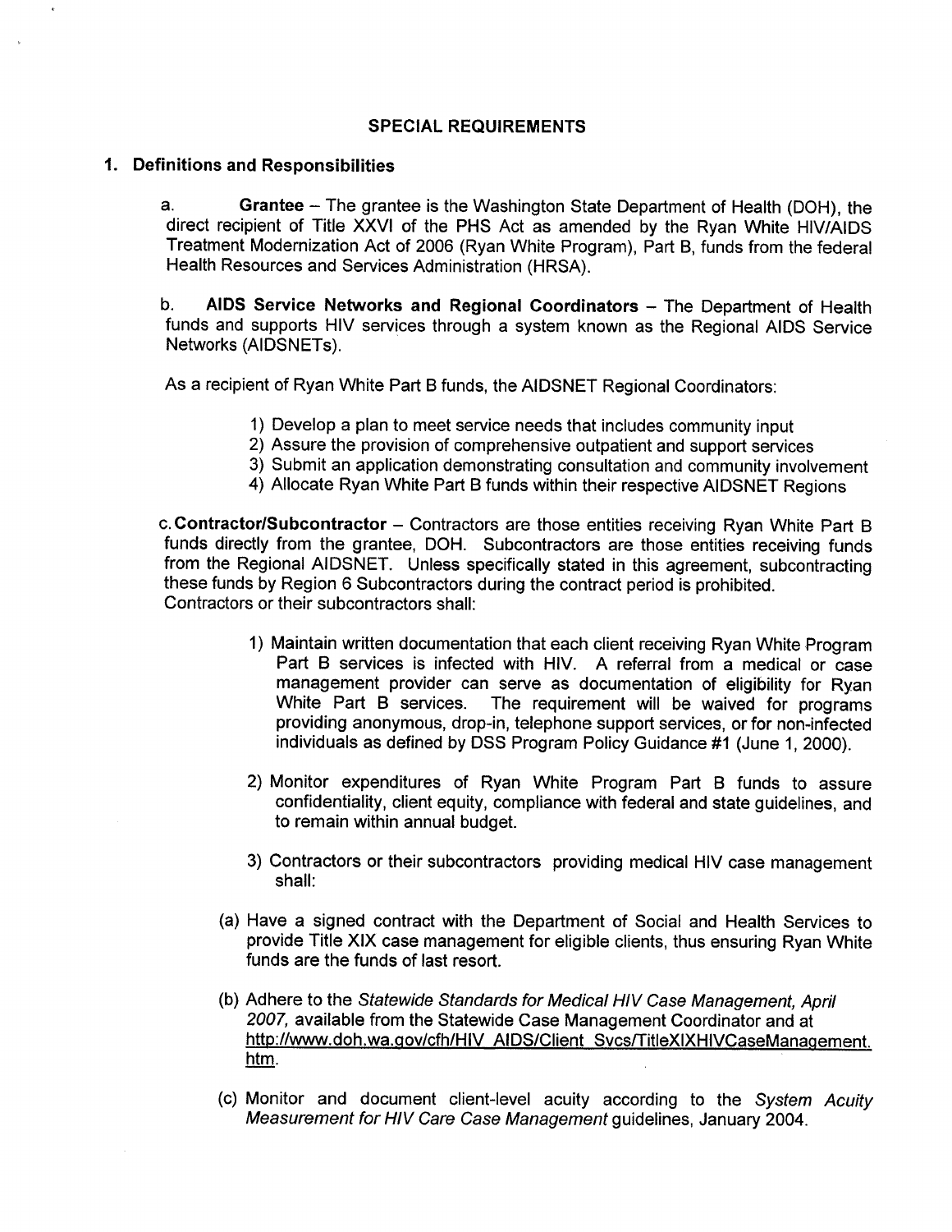## SPECIAL REQUIREMENTS

### 1. Definitions and Responsibilities

a. **Grantee** – The grantee is the Washington State Department of Health (DOH), the direct recipient of Title XXVI of the PHS Act as amended by the Ryan White HIV/AIDS Treatment Modernization Act of 2006 (Ryan White Program), Part B, funds from the federal Health Resources and Services Administration (HRSA).

b. **AIDS Service Networks and Regional Coordinators** – The Department of Health funds and supports HIV services through a system known as the Regional AIDS Service Networks (AIDSNETs).

As a recipient of Ryan White Part B funds, the AIDSNET Regional Coordinators:

1) Develop a plan to meet service needs that includes community input
2) Assure the provision of comprehensive outpatient and support services
3) Submit an application demonstrating consultation and community involvement
4) Allocate Ryan White Part B funds within their respective AIDSNET Regions

c. **Contractor/Subcontractor** – Contractors are those entities receiving Ryan White Part B funds directly from the grantee, DOH. Subcontractors are those entities receiving funds from the Regional AIDSNET. Unless specifically stated in this agreement, subcontracting these funds by Region 6 Subcontractors during the contract period is prohibited. Contractors or their subcontractors shall:

1) Maintain written documentation that each client receiving Ryan White Program Part B services is infected with HIV. A referral from a medical or case management provider can serve as documentation of eligibility for Ryan White Part B services. The requirement will be waived for programs providing anonymous, drop-in, telephone support services, or for non-infected individuals as defined by DSS Program Policy Guidance #1 (June 1, 2000).

2) Monitor expenditures of Ryan White Program Part B funds to assure confidentiality, client equity, compliance with federal and state guidelines, and to remain within annual budget.

3) Contractors or their subcontractors providing medical HIV case management shall:

(a) Have a signed contract with the Department of Social and Health Services to provide Title XIX case management for eligible clients, thus ensuring Ryan White funds are the funds of last resort.

(b) Adhere to the *Statewide Standards for Medical HIV Case Management, April 2007,* available from the Statewide Case Management Coordinator and at http://www.doh.wa.gov/cfh/HIV_AIDS/Client_Svcs/TitleXIXHIVCaseManagement.htm.

(c) Monitor and document client-level acuity according to the *System Acuity Measurement for HIV Care Case Management* guidelines, January 2004.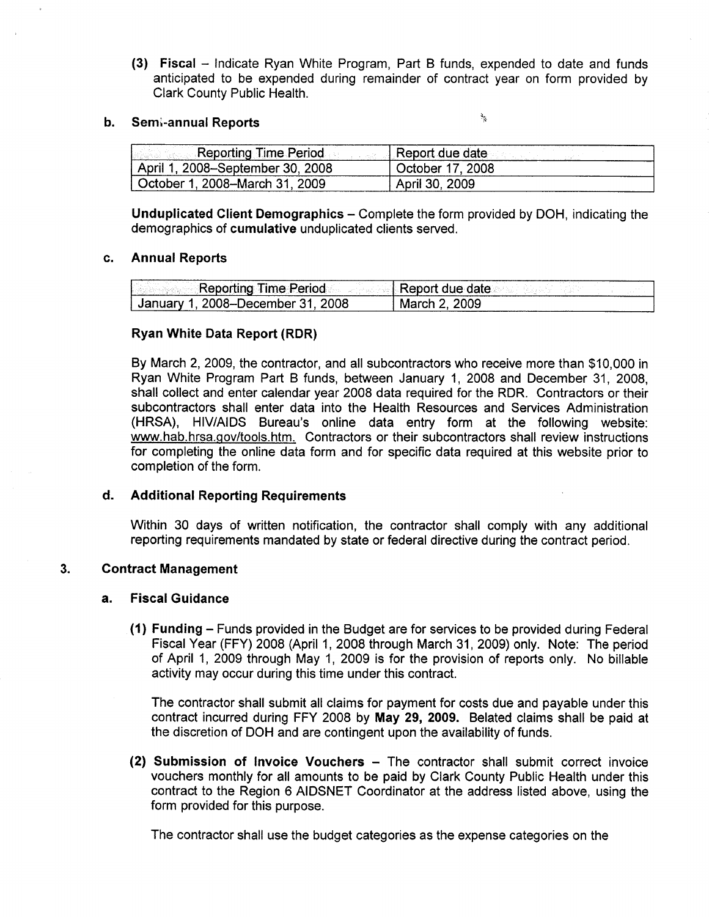(3) **Fiscal** – Indicate Ryan White Program, Part B funds, expended to date and funds anticipated to be expended during remainder of contract year on form provided by Clark County Public Health.

**b. Semi-annual Reports**

| Reporting Time Period | Report due date |
|---|---|
| April 1, 2008–September 30, 2008 | October 17, 2008 |
| October 1, 2008–March 31, 2009 | April 30, 2009 |

**Unduplicated Client Demographics** – Complete the form provided by DOH, indicating the demographics of **cumulative** unduplicated clients served.

**c. Annual Reports**

| Reporting Time Period | Report due date |
|---|---|
| January 1, 2008–December 31, 2008 | March 2, 2009 |

**Ryan White Data Report (RDR)**

By March 2, 2009, the contractor, and all subcontractors who receive more than $10,000 in Ryan White Program Part B funds, between January 1, 2008 and December 31, 2008, shall collect and enter calendar year 2008 data required for the RDR. Contractors or their subcontractors shall enter data into the Health Resources and Services Administration (HRSA), HIV/AIDS Bureau's online data entry form at the following website: www.hab.hrsa.gov/tools.htm. Contractors or their subcontractors shall review instructions for completing the online data form and for specific data required at this website prior to completion of the form.

**d. Additional Reporting Requirements**

Within 30 days of written notification, the contractor shall comply with any additional reporting requirements mandated by state or federal directive during the contract period.

## 3. Contract Management

**a. Fiscal Guidance**

(1) **Funding** – Funds provided in the Budget are for services to be provided during Federal Fiscal Year (FFY) 2008 (April 1, 2008 through March 31, 2009) only. Note: The period of April 1, 2009 through May 1, 2009 is for the provision of reports only. No billable activity may occur during this time under this contract.

The contractor shall submit all claims for payment for costs due and payable under this contract incurred during FFY 2008 by **May 29, 2009.** Belated claims shall be paid at the discretion of DOH and are contingent upon the availability of funds.

(2) **Submission of Invoice Vouchers** – The contractor shall submit correct invoice vouchers monthly for all amounts to be paid by Clark County Public Health under this contract to the Region 6 AIDSNET Coordinator at the address listed above, using the form provided for this purpose.

The contractor shall use the budget categories as the expense categories on the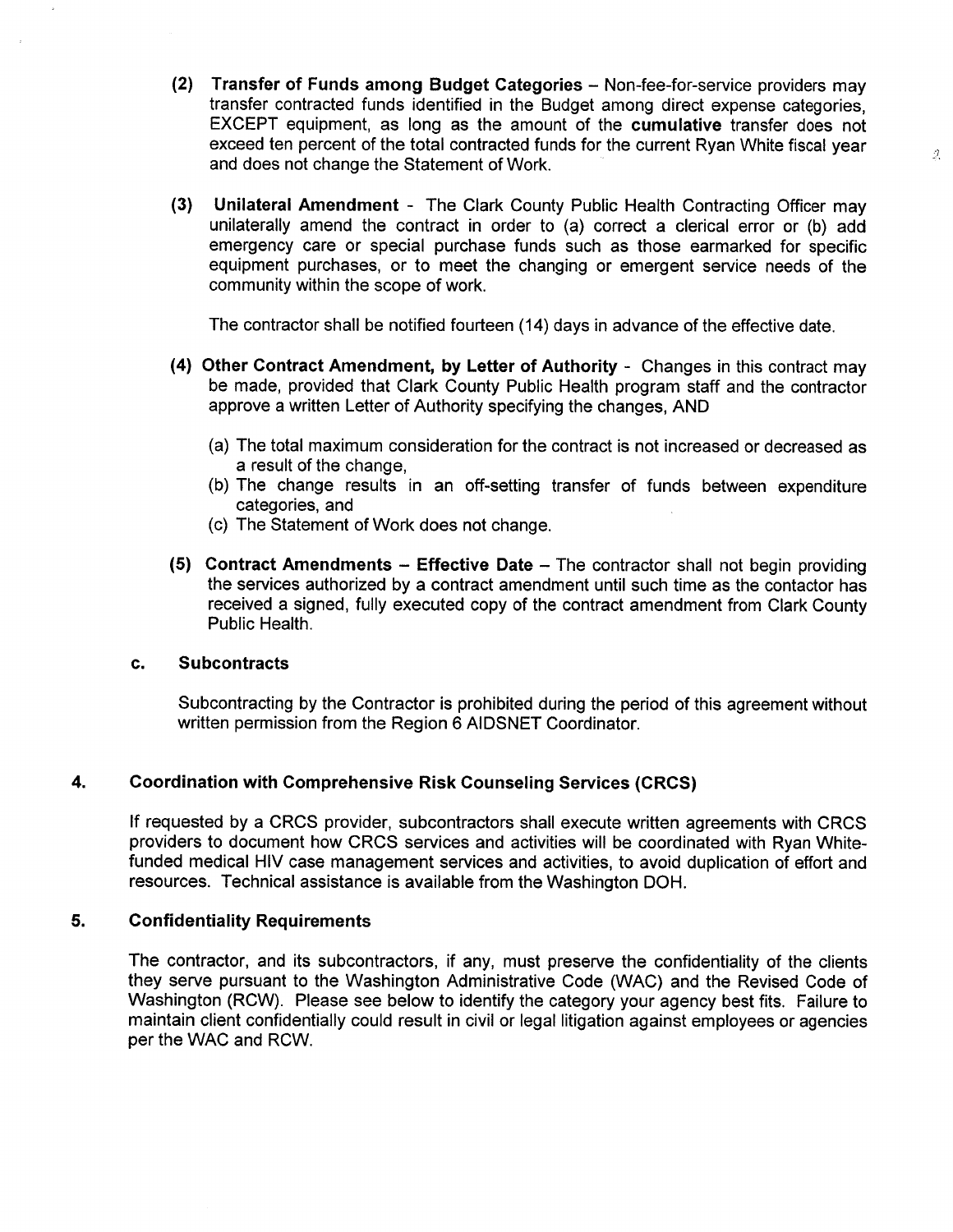**(2) Transfer of Funds among Budget Categories** – Non-fee-for-service providers may transfer contracted funds identified in the Budget among direct expense categories, EXCEPT equipment, as long as the amount of the **cumulative** transfer does not exceed ten percent of the total contracted funds for the current Ryan White fiscal year and does not change the Statement of Work.

**(3) Unilateral Amendment** - The Clark County Public Health Contracting Officer may unilaterally amend the contract in order to (a) correct a clerical error or (b) add emergency care or special purchase funds such as those earmarked for specific equipment purchases, or to meet the changing or emergent service needs of the community within the scope of work.

The contractor shall be notified fourteen (14) days in advance of the effective date.

**(4) Other Contract Amendment, by Letter of Authority** - Changes in this contract may be made, provided that Clark County Public Health program staff and the contractor approve a written Letter of Authority specifying the changes, AND

(a) The total maximum consideration for the contract is not increased or decreased as a result of the change,
(b) The change results in an off-setting transfer of funds between expenditure categories, and
(c) The Statement of Work does not change.

**(5) Contract Amendments – Effective Date** – The contractor shall not begin providing the services authorized by a contract amendment until such time as the contactor has received a signed, fully executed copy of the contract amendment from Clark County Public Health.

**c. Subcontracts**

Subcontracting by the Contractor is prohibited during the period of this agreement without written permission from the Region 6 AIDSNET Coordinator.

## 4. Coordination with Comprehensive Risk Counseling Services (CRCS)

If requested by a CRCS provider, subcontractors shall execute written agreements with CRCS providers to document how CRCS services and activities will be coordinated with Ryan White-funded medical HIV case management services and activities, to avoid duplication of effort and resources. Technical assistance is available from the Washington DOH.

## 5. Confidentiality Requirements

The contractor, and its subcontractors, if any, must preserve the confidentiality of the clients they serve pursuant to the Washington Administrative Code (WAC) and the Revised Code of Washington (RCW). Please see below to identify the category your agency best fits. Failure to maintain client confidentially could result in civil or legal litigation against employees or agencies per the WAC and RCW.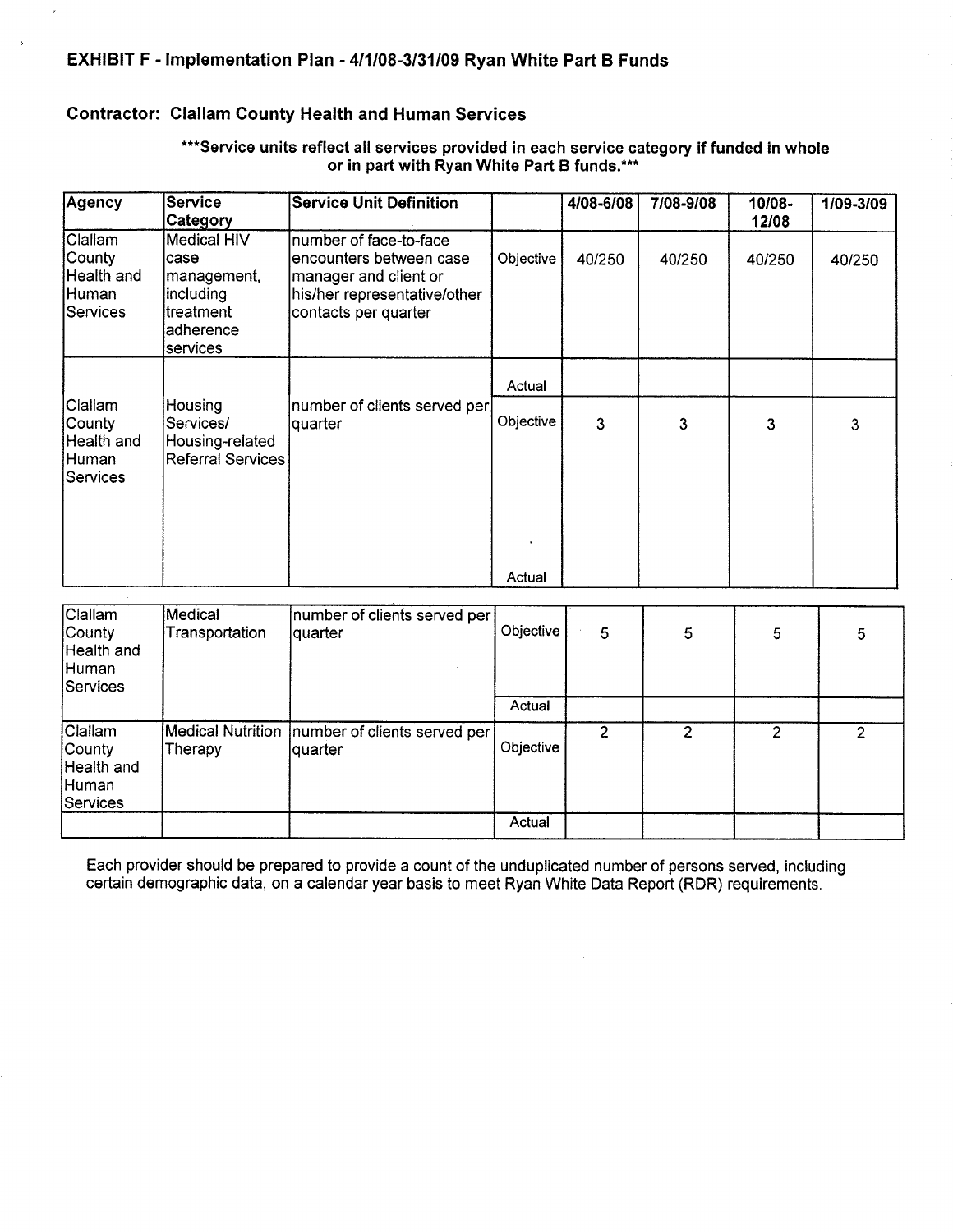## EXHIBIT F - Implementation Plan - 4/1/08-3/31/09 Ryan White Part B Funds

### Contractor: Clallam County Health and Human Services

**\*\*\*Service units reflect all services provided in each service category if funded in whole or in part with Ryan White Part B funds.\*\*\***

| Agency | Service Category | Service Unit Definition | | 4/08-6/08 | 7/08-9/08 | 10/08-12/08 | 1/09-3/09 |
|---|---|---|---|---|---|---|---|
| Clallam County Health and Human Services | Medical HIV case management, including treatment adherence services | number of face-to-face encounters between case manager and client or his/her representative/other contacts per quarter | Objective | 40/250 | 40/250 | 40/250 | 40/250 |
| | | | Actual | | | | |
| Clallam County Health and Human Services | Housing Services/ Housing-related Referral Services | number of clients served per quarter | Objective | 3 | 3 | 3 | 3 |
| | | | Actual | | | | |
| Clallam County Health and Human Services | Medical Transportation | number of clients served per quarter | Objective | 5 | 5 | 5 | 5 |
| | | | Actual | | | | |
| Clallam County Health and Human Services | Medical Nutrition Therapy | number of clients served per quarter | Objective | 2 | 2 | 2 | 2 |
| | | | Actual | | | | |

Each provider should be prepared to provide a count of the unduplicated number of persons served, including certain demographic data, on a calendar year basis to meet Ryan White Data Report (RDR) requirements.